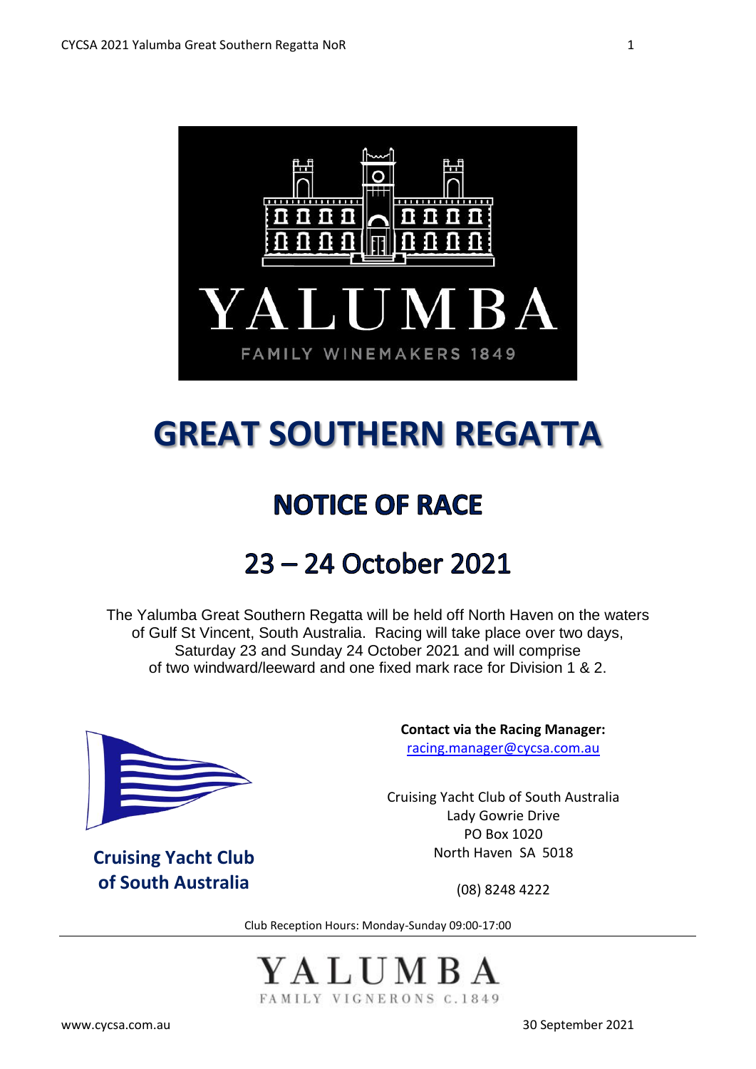YALUMBA

FAMILY WINEMAKERS 1849

# GREAT SOUTHERN REGATTA

## NOTICE OF RACE

## 23 – 24 October 2021

The Yalumba Great Southern Regatta will be held off North Haven on the waters of Gulf St Vincent, South Australia. Racing will take place over two days, Saturday 23 and Sunday 24 October 2021 and will comprise of two windward/leeward and one fixed mark race for Division 1 & 2.

**Cruising Yacht Club of South Australia**

**Contact via the Racing Manager:**
racing.manager@cycsa.com.au

Cruising Yacht Club of South Australia
Lady Gowrie Drive
PO Box 1020
North Haven SA 5018

(08) 8248 4222

Club Reception Hours: Monday-Sunday 09:00-17:00

YALUMBA

FAMILY VIGNERONS C.1849

www.cycsa.com.au

30 September 2021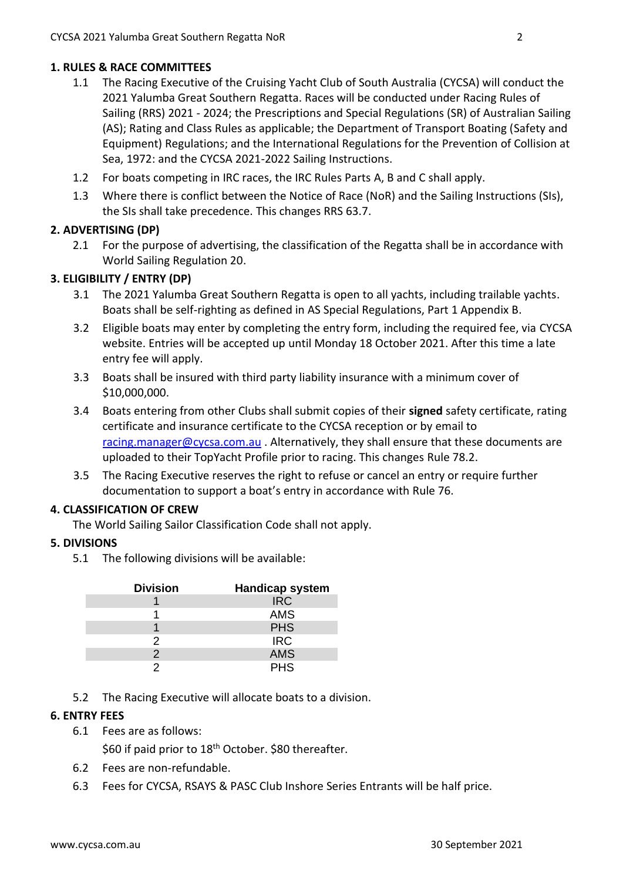## 1. RULES & RACE COMMITTEES

1.1 The Racing Executive of the Cruising Yacht Club of South Australia (CYCSA) will conduct the 2021 Yalumba Great Southern Regatta. Races will be conducted under Racing Rules of Sailing (RRS) 2021 - 2024; the Prescriptions and Special Regulations (SR) of Australian Sailing (AS); Rating and Class Rules as applicable; the Department of Transport Boating (Safety and Equipment) Regulations; and the International Regulations for the Prevention of Collision at Sea, 1972: and the CYCSA 2021-2022 Sailing Instructions.

1.2 For boats competing in IRC races, the IRC Rules Parts A, B and C shall apply.

1.3 Where there is conflict between the Notice of Race (NoR) and the Sailing Instructions (SIs), the SIs shall take precedence. This changes RRS 63.7.

## 2. ADVERTISING (DP)

2.1 For the purpose of advertising, the classification of the Regatta shall be in accordance with World Sailing Regulation 20.

## 3. ELIGIBILITY / ENTRY (DP)

3.1 The 2021 Yalumba Great Southern Regatta is open to all yachts, including trailable yachts. Boats shall be self-righting as defined in AS Special Regulations, Part 1 Appendix B.

3.2 Eligible boats may enter by completing the entry form, including the required fee, via CYCSA website. Entries will be accepted up until Monday 18 October 2021. After this time a late entry fee will apply.

3.3 Boats shall be insured with third party liability insurance with a minimum cover of $10,000,000.

3.4 Boats entering from other Clubs shall submit copies of their **signed** safety certificate, rating certificate and insurance certificate to the CYCSA reception or by email to racing.manager@cycsa.com.au . Alternatively, they shall ensure that these documents are uploaded to their TopYacht Profile prior to racing. This changes Rule 78.2.

3.5 The Racing Executive reserves the right to refuse or cancel an entry or require further documentation to support a boat's entry in accordance with Rule 76.

## 4. CLASSIFICATION OF CREW

The World Sailing Sailor Classification Code shall not apply.

## 5. DIVISIONS

5.1 The following divisions will be available:

| Division | Handicap system |
|---|---|
| 1 | IRC |
| 1 | AMS |
| 1 | PHS |
| 2 | IRC |
| 2 | AMS |
| 2 | PHS |

5.2 The Racing Executive will allocate boats to a division.

## 6. ENTRY FEES

6.1 Fees are as follows:

$60 if paid prior to 18th October. $80 thereafter.

6.2 Fees are non-refundable.

6.3 Fees for CYCSA, RSAYS & PASC Club Inshore Series Entrants will be half price.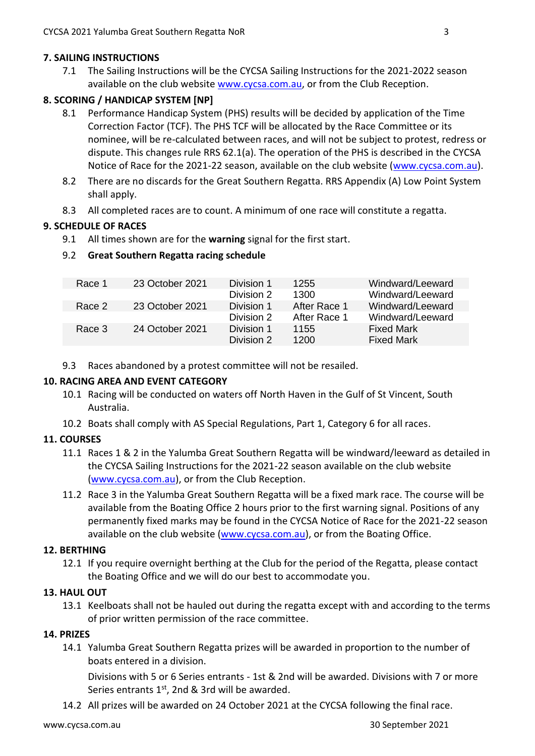## 7. SAILING INSTRUCTIONS

7.1 The Sailing Instructions will be the CYCSA Sailing Instructions for the 2021-2022 season available on the club website www.cycsa.com.au, or from the Club Reception.

## 8. SCORING / HANDICAP SYSTEM [NP]

8.1 Performance Handicap System (PHS) results will be decided by application of the Time Correction Factor (TCF). The PHS TCF will be allocated by the Race Committee or its nominee, will be re-calculated between races, and will not be subject to protest, redress or dispute. This changes rule RRS 62.1(a). The operation of the PHS is described in the CYCSA Notice of Race for the 2021-22 season, available on the club website (www.cycsa.com.au).

8.2 There are no discards for the Great Southern Regatta. RRS Appendix (A) Low Point System shall apply.

8.3 All completed races are to count. A minimum of one race will constitute a regatta.

## 9. SCHEDULE OF RACES

9.1 All times shown are for the **warning** signal for the first start.

9.2 **Great Southern Regatta racing schedule**

| Race | Date | Division | Time | Course |
|---|---|---|---|---|
| Race 1 | 23 October 2021 | Division 1 | 1255 | Windward/Leeward |
| | | Division 2 | 1300 | Windward/Leeward |
| Race 2 | 23 October 2021 | Division 1 | After Race 1 | Windward/Leeward |
| | | Division 2 | After Race 1 | Windward/Leeward |
| Race 3 | 24 October 2021 | Division 1 | 1155 | Fixed Mark |
| | | Division 2 | 1200 | Fixed Mark |

9.3 Races abandoned by a protest committee will not be resailed.

## 10. RACING AREA AND EVENT CATEGORY

10.1 Racing will be conducted on waters off North Haven in the Gulf of St Vincent, South Australia.

10.2 Boats shall comply with AS Special Regulations, Part 1, Category 6 for all races.

## 11. COURSES

11.1 Races 1 & 2 in the Yalumba Great Southern Regatta will be windward/leeward as detailed in the CYCSA Sailing Instructions for the 2021-22 season available on the club website (www.cycsa.com.au), or from the Club Reception.

11.2 Race 3 in the Yalumba Great Southern Regatta will be a fixed mark race. The course will be available from the Boating Office 2 hours prior to the first warning signal. Positions of any permanently fixed marks may be found in the CYCSA Notice of Race for the 2021-22 season available on the club website (www.cycsa.com.au), or from the Boating Office.

## 12. BERTHING

12.1 If you require overnight berthing at the Club for the period of the Regatta, please contact the Boating Office and we will do our best to accommodate you.

## 13. HAUL OUT

13.1 Keelboats shall not be hauled out during the regatta except with and according to the terms of prior written permission of the race committee.

## 14. PRIZES

14.1 Yalumba Great Southern Regatta prizes will be awarded in proportion to the number of boats entered in a division.

Divisions with 5 or 6 Series entrants - 1st & 2nd will be awarded. Divisions with 7 or more Series entrants 1st, 2nd & 3rd will be awarded.

14.2 All prizes will be awarded on 24 October 2021 at the CYCSA following the final race.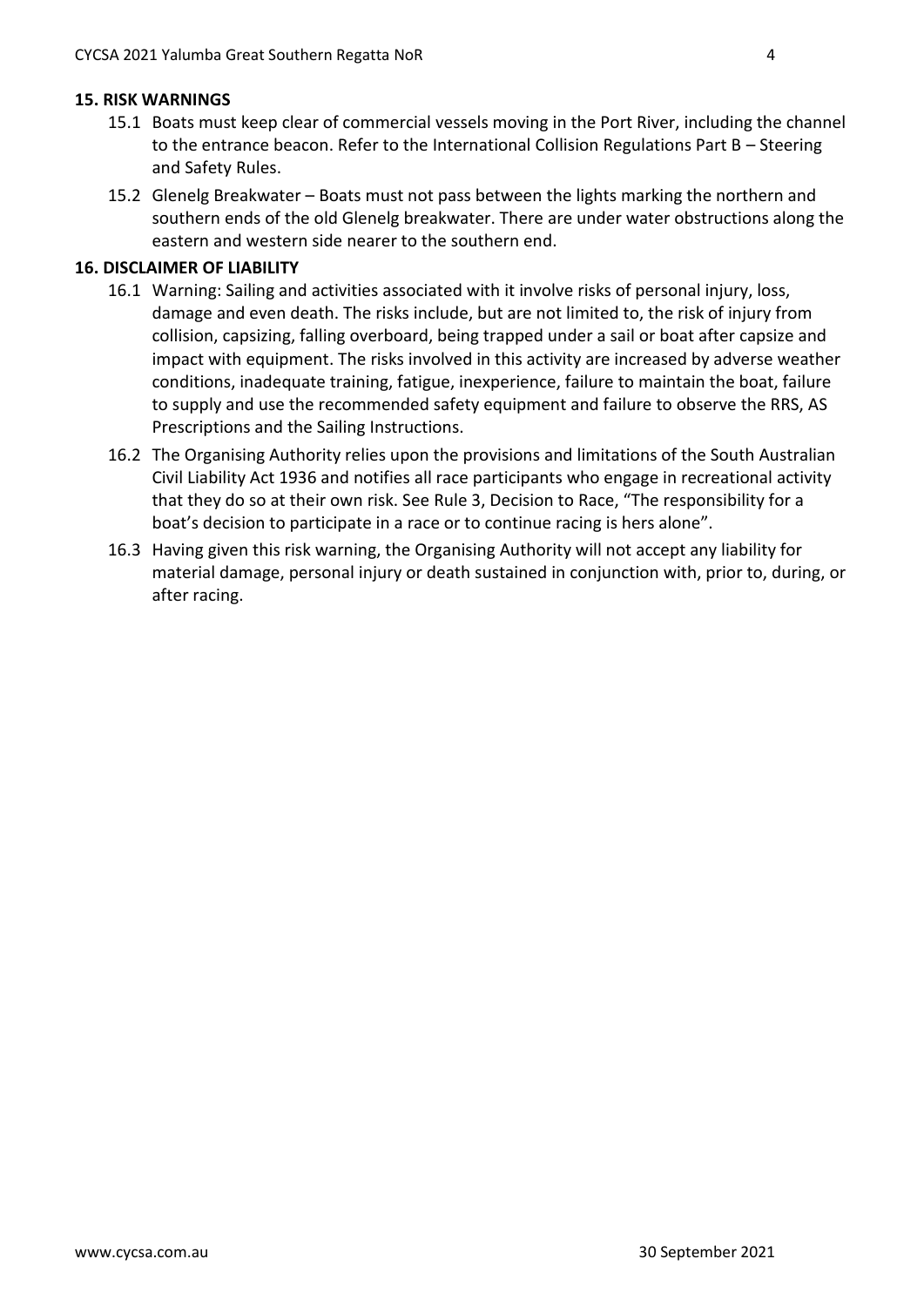## 15. RISK WARNINGS

15.1 Boats must keep clear of commercial vessels moving in the Port River, including the channel to the entrance beacon. Refer to the International Collision Regulations Part B – Steering and Safety Rules.

15.2 Glenelg Breakwater – Boats must not pass between the lights marking the northern and southern ends of the old Glenelg breakwater. There are under water obstructions along the eastern and western side nearer to the southern end.

## 16. DISCLAIMER OF LIABILITY

16.1 Warning: Sailing and activities associated with it involve risks of personal injury, loss, damage and even death. The risks include, but are not limited to, the risk of injury from collision, capsizing, falling overboard, being trapped under a sail or boat after capsize and impact with equipment. The risks involved in this activity are increased by adverse weather conditions, inadequate training, fatigue, inexperience, failure to maintain the boat, failure to supply and use the recommended safety equipment and failure to observe the RRS, AS Prescriptions and the Sailing Instructions.

16.2 The Organising Authority relies upon the provisions and limitations of the South Australian Civil Liability Act 1936 and notifies all race participants who engage in recreational activity that they do so at their own risk. See Rule 3, Decision to Race, "The responsibility for a boat's decision to participate in a race or to continue racing is hers alone".

16.3 Having given this risk warning, the Organising Authority will not accept any liability for material damage, personal injury or death sustained in conjunction with, prior to, during, or after racing.